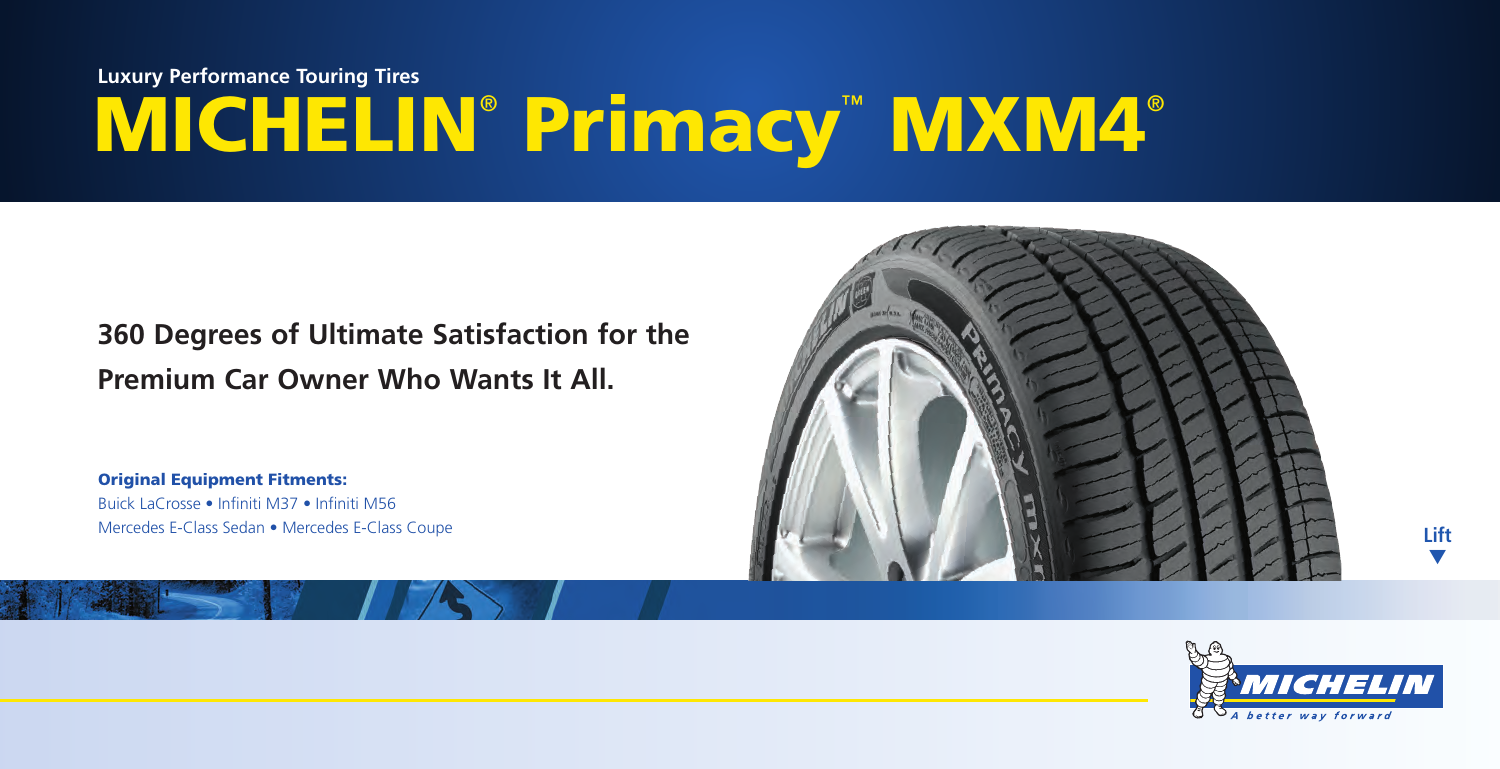**Luxury Performance Touring Tires**

# MICHELIN® Primacy™ MXM4®

## 360 Degrees of Ultimate Satisfaction for the Premium Car Owner Who Wants It All.

**Original Equipment Fitments:**
Buick LaCrosse • Infiniti M37 • Infiniti M56
Mercedes E-Class Sedan • Mercedes E-Class Coupe

Lift ▼

MICHELIN
*A better way forward*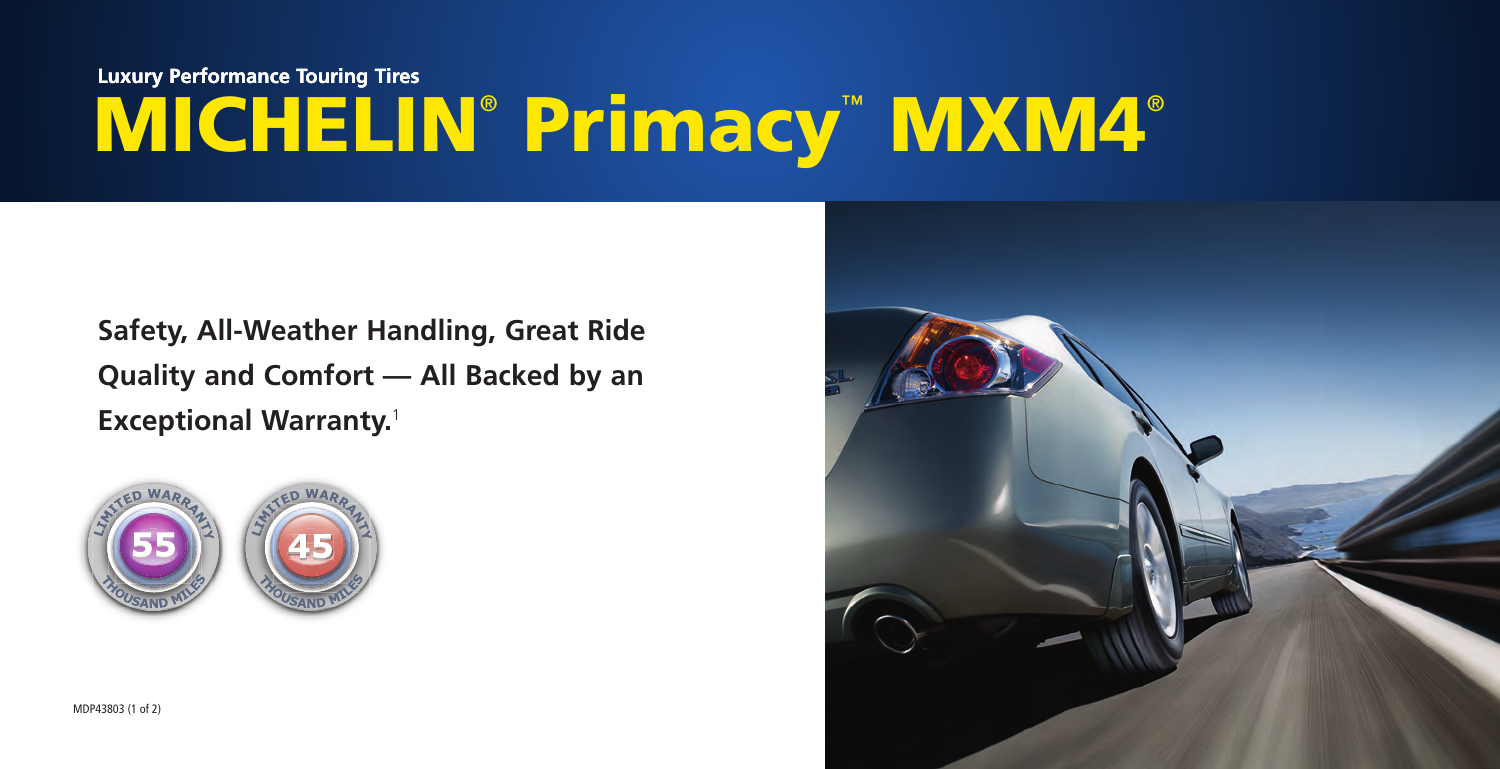Luxury Performance Touring Tires

# MICHELIN® Primacy™ MXM4®

**Safety, All-Weather Handling, Great Ride Quality and Comfort — All Backed by an Exceptional Warranty.**[1]

LIMITED WARRANTY 55 THOUSAND MILES

LIMITED WARRANTY 45 THOUSAND MILES

MDP43803 (1 of 2)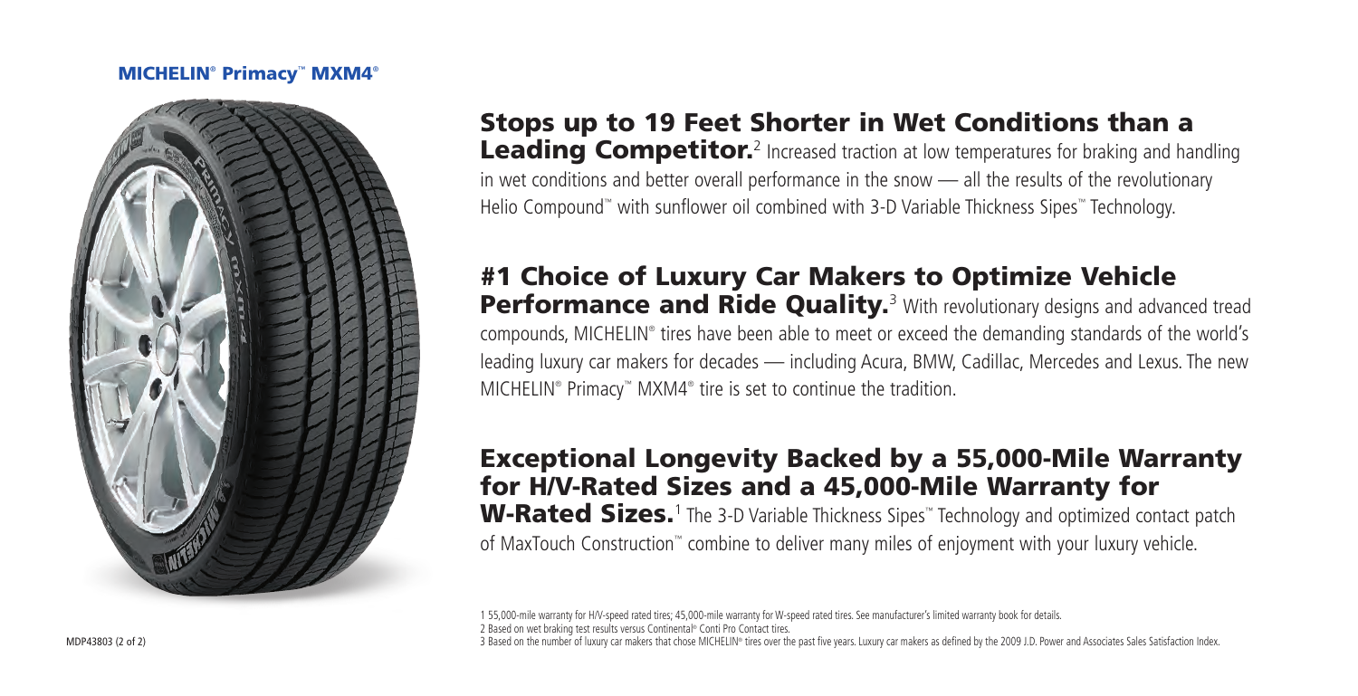**MICHELIN® Primacy™ MXM4®**

## Stops up to 19 Feet Shorter in Wet Conditions than a Leading Competitor.[2]

Increased traction at low temperatures for braking and handling in wet conditions and better overall performance in the snow — all the results of the revolutionary Helio Compound™ with sunflower oil combined with 3-D Variable Thickness Sipes™ Technology.

## #1 Choice of Luxury Car Makers to Optimize Vehicle Performance and Ride Quality.[3]

With revolutionary designs and advanced tread compounds, MICHELIN® tires have been able to meet or exceed the demanding standards of the world's leading luxury car makers for decades — including Acura, BMW, Cadillac, Mercedes and Lexus. The new MICHELIN® Primacy™ MXM4® tire is set to continue the tradition.

## Exceptional Longevity Backed by a 55,000-Mile Warranty for H/V-Rated Sizes and a 45,000-Mile Warranty for W-Rated Sizes.[1]

The 3-D Variable Thickness Sipes™ Technology and optimized contact patch of MaxTouch Construction™ combine to deliver many miles of enjoyment with your luxury vehicle.

1 55,000-mile warranty for H/V-speed rated tires; 45,000-mile warranty for W-speed rated tires. See manufacturer's limited warranty book for details.
2 Based on wet braking test results versus Continental® Conti Pro Contact tires.
3 Based on the number of luxury car makers that chose MICHELIN® tires over the past five years. Luxury car makers as defined by the 2009 J.D. Power and Associates Sales Satisfaction Index.

MDP43803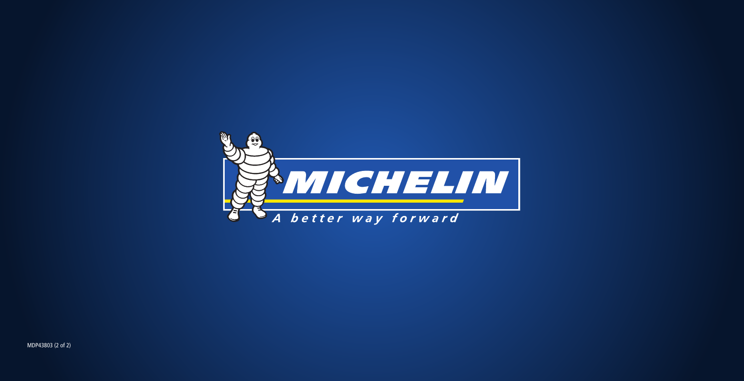MICHELIN

*A better way forward*

MDP43803 (2 of 2)